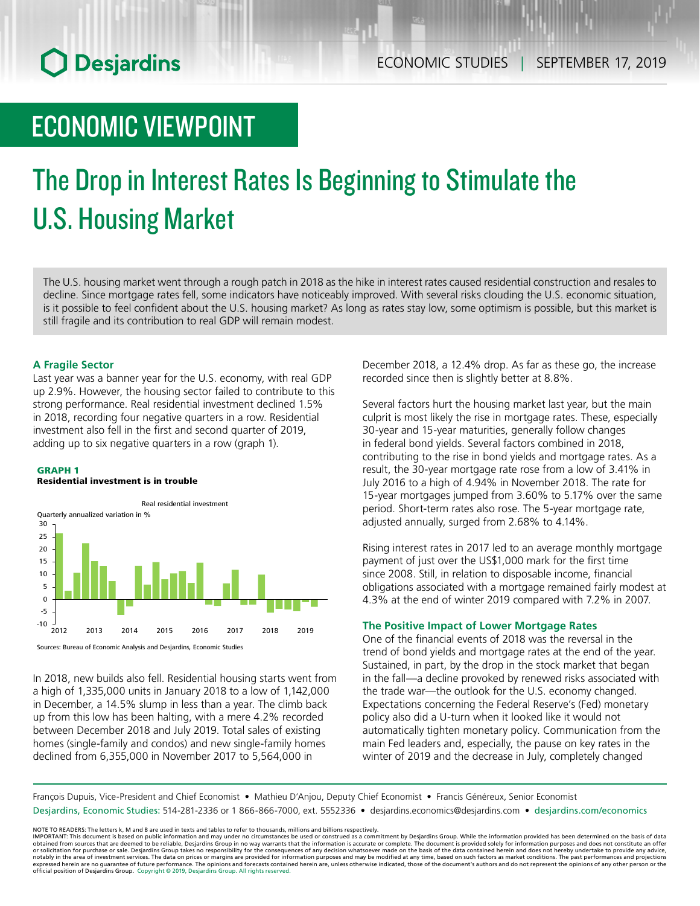# ECONOMIC VIEWPOINT

# The Drop in Interest Rates Is Beginning to Stimulate the U.S. Housing Market

The U.S. housing market went through a rough patch in 2018 as the hike in interest rates caused residential construction and resales to decline. Since mortgage rates fell, some indicators have noticeably improved. With several risks clouding the U.S. economic situation, is it possible to feel confident about the U.S. housing market? As long as rates stay low, some optimism is possible, but this market is still fragile and its contribution to real GDP will remain modest.

### A Fragile Sector

Last year was a banner year for the U.S. economy, with real GDP up 2.9%. However, the housing sector failed to contribute to this strong performance. Real residential investment declined 1.5% in 2018, recording four negative quarters in a row. Residential investment also fell in the first and second quarter of 2019, adding up to six negative quarters in a row (graph 1).

**GRAPH 1**
**Residential investment is in trouble**

Sources: Bureau of Economic Analysis and Desjardins, Economic Studies

In 2018, new builds also fell. Residential housing starts went from a high of 1,335,000 units in January 2018 to a low of 1,142,000 in December, a 14.5% slump in less than a year. The climb back up from this low has been halting, with a mere 4.2% recorded between December 2018 and July 2019. Total sales of existing homes (single-family and condos) and new single-family homes declined from 6,355,000 in November 2017 to 5,564,000 in December 2018, a 12.4% drop. As far as these go, the increase recorded since then is slightly better at 8.8%.

Several factors hurt the housing market last year, but the main culprit is most likely the rise in mortgage rates. These, especially 30-year and 15-year maturities, generally follow changes in federal bond yields. Several factors combined in 2018, contributing to the rise in bond yields and mortgage rates. As a result, the 30-year mortgage rate rose from a low of 3.41% in July 2016 to a high of 4.94% in November 2018. The rate for 15-year mortgages jumped from 3.60% to 5.17% over the same period. Short-term rates also rose. The 5-year mortgage rate, adjusted annually, surged from 2.68% to 4.14%.

Rising interest rates in 2017 led to an average monthly mortgage payment of just over the US$1,000 mark for the first time since 2008. Still, in relation to disposable income, financial obligations associated with a mortgage remained fairly modest at 4.3% at the end of winter 2019 compared with 7.2% in 2007.

### The Positive Impact of Lower Mortgage Rates

One of the financial events of 2018 was the reversal in the trend of bond yields and mortgage rates at the end of the year. Sustained, in part, by the drop in the stock market that began in the fall—a decline provoked by renewed risks associated with the trade war—the outlook for the U.S. economy changed. Expectations concerning the Federal Reserve's (Fed) monetary policy also did a U-turn when it looked like it would not automatically tighten monetary policy. Communication from the main Fed leaders and, especially, the pause on key rates in the winter of 2019 and the decrease in July, completely changed

François Dupuis, Vice-President and Chief Economist • Mathieu D'Anjou, Deputy Chief Economist • Francis Généreux, Senior Economist
Desjardins, Economic Studies: 514-281-2336 or 1 866-866-7000, ext. 5552336 • desjardins.economics@desjardins.com • desjardins.com/economics

NOTE TO READERS: The letters k, M and B are used in texts and tables to refer to thousands, millions and billions respectively.
IMPORTANT: This document is based on public information and may under no circumstances be used or construed as a commitment by Desjardins Group. While the information provided has been determined on the basis of data obtained from sources that are deemed to be reliable, Desjardins Group in no way warrants that the information is accurate or complete. The document is provided solely for information purposes and does not constitute an offer or solicitation for purchase or sale. Desjardins Group takes no responsibility for the consequences of any decision whatsoever made on the basis of the data contained herein and does not hereby undertake to provide any advice, notably in the area of investment services. The data on prices or margins are provided for information purposes and may be modified at any time, based on such factors as market conditions. The past performances and projections expressed herein are no guarantee of future performance. The opinions and forecasts contained herein are, unless otherwise indicated, those of the document's authors and do not represent the opinions of any other person or the official position of Desjardins Group. Copyright © 2019, Desjardins Group. All rights reserved.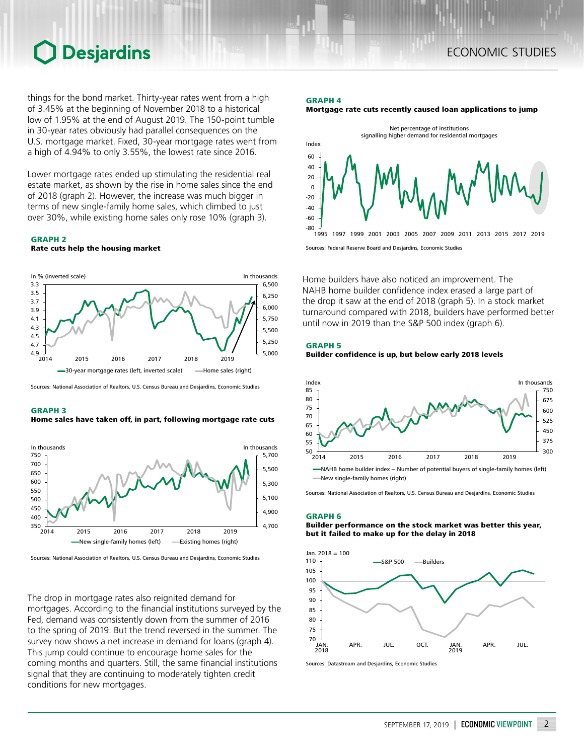things for the bond market. Thirty-year rates went from a high of 3.45% at the beginning of November 2018 to a historical low of 1.95% at the end of August 2019. The 150-point tumble in 30-year rates obviously had parallel consequences on the U.S. mortgage market. Fixed, 30-year mortgage rates went from a high of 4.94% to only 3.55%, the lowest rate since 2016.

Lower mortgage rates ended up stimulating the residential real estate market, as shown by the rise in home sales since the end of 2018 (graph 2). However, the increase was much bigger in terms of new single-family home sales, which climbed to just over 30%, while existing home sales only rose 10% (graph 3).

**GRAPH 2**
**Rate cuts help the housing market**

Sources: National Association of Realtors, U.S. Census Bureau and Desjardins, Economic Studies

**GRAPH 3**
**Home sales have taken off, in part, following mortgage rate cuts**

Sources: National Association of Realtors, U.S. Census Bureau and Desjardins, Economic Studies

The drop in mortgage rates also reignited demand for mortgages. According to the financial institutions surveyed by the Fed, demand was consistently down from the summer of 2016 to the spring of 2019. But the trend reversed in the summer. The survey now shows a net increase in demand for loans (graph 4). This jump could continue to encourage home sales for the coming months and quarters. Still, the same financial institutions signal that they are continuing to moderately tighten credit conditions for new mortgages.

**GRAPH 4**
**Mortgage rate cuts recently caused loan applications to jump**

Sources: Federal Reserve Board and Desjardins, Economic Studies

Home builders have also noticed an improvement. The NAHB home builder confidence index erased a large part of the drop it saw at the end of 2018 (graph 5). In a stock market turnaround compared with 2018, builders have performed better until now in 2019 than the S&P 500 index (graph 6).

**GRAPH 5**
**Builder confidence is up, but below early 2018 levels**

Sources: National Association of Realtors, U.S. Census Bureau and Desjardins, Economic Studies

**GRAPH 6**
**Builder performance on the stock market was better this year, but it failed to make up for the delay in 2018**

Sources: Datastream and Desjardins, Economic Studies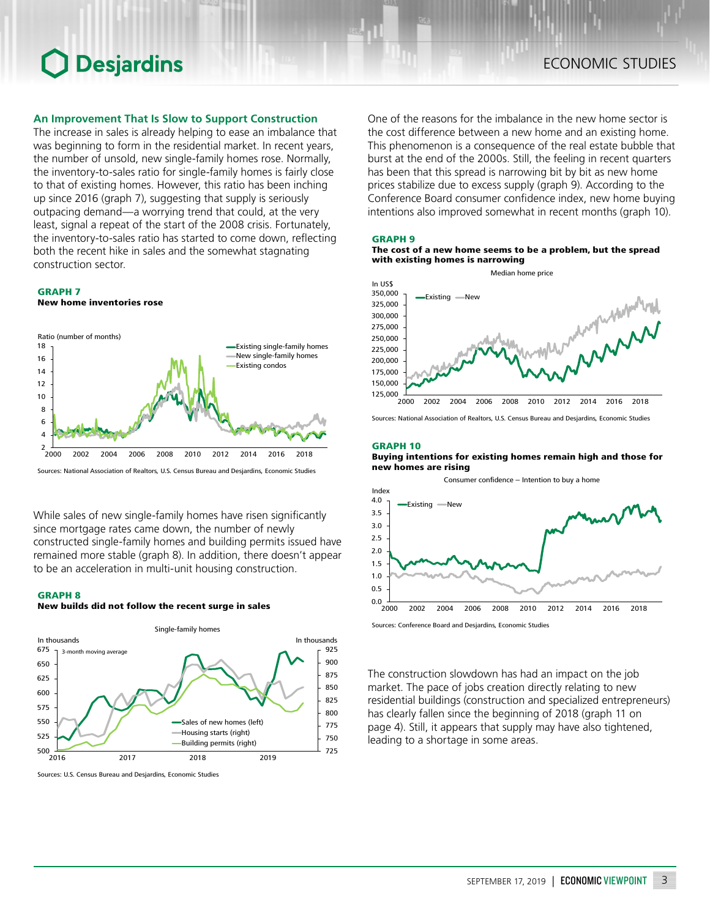## An Improvement That Is Slow to Support Construction

The increase in sales is already helping to ease an imbalance that was beginning to form in the residential market. In recent years, the number of unsold, new single-family homes rose. Normally, the inventory-to-sales ratio for single-family homes is fairly close to that of existing homes. However, this ratio has been inching up since 2016 (graph 7), suggesting that supply is seriously outpacing demand—a worrying trend that could, at the very least, signal a repeat of the start of the 2008 crisis. Fortunately, the inventory-to-sales ratio has started to come down, reflecting both the recent hike in sales and the somewhat stagnating construction sector.

**GRAPH 7**
**New home inventories rose**

Sources: National Association of Realtors, U.S. Census Bureau and Desjardins, Economic Studies

While sales of new single-family homes have risen significantly since mortgage rates came down, the number of newly constructed single-family homes and building permits issued have remained more stable (graph 8). In addition, there doesn't appear to be an acceleration in multi-unit housing construction.

**GRAPH 8**
**New builds did not follow the recent surge in sales**

Sources: U.S. Census Bureau and Desjardins, Economic Studies

One of the reasons for the imbalance in the new home sector is the cost difference between a new home and an existing home. This phenomenon is a consequence of the real estate bubble that burst at the end of the 2000s. Still, the feeling in recent quarters has been that this spread is narrowing bit by bit as new home prices stabilize due to excess supply (graph 9). According to the Conference Board consumer confidence index, new home buying intentions also improved somewhat in recent months (graph 10).

**GRAPH 9**
**The cost of a new home seems to be a problem, but the spread with existing homes is narrowing**

Sources: National Association of Realtors, U.S. Census Bureau and Desjardins, Economic Studies

**GRAPH 10**
**Buying intentions for existing homes remain high and those for new homes are rising**

Sources: Conference Board and Desjardins, Economic Studies

The construction slowdown has had an impact on the job market. The pace of jobs creation directly relating to new residential buildings (construction and specialized entrepreneurs) has clearly fallen since the beginning of 2018 (graph 11 on page 4). Still, it appears that supply may have also tightened, leading to a shortage in some areas.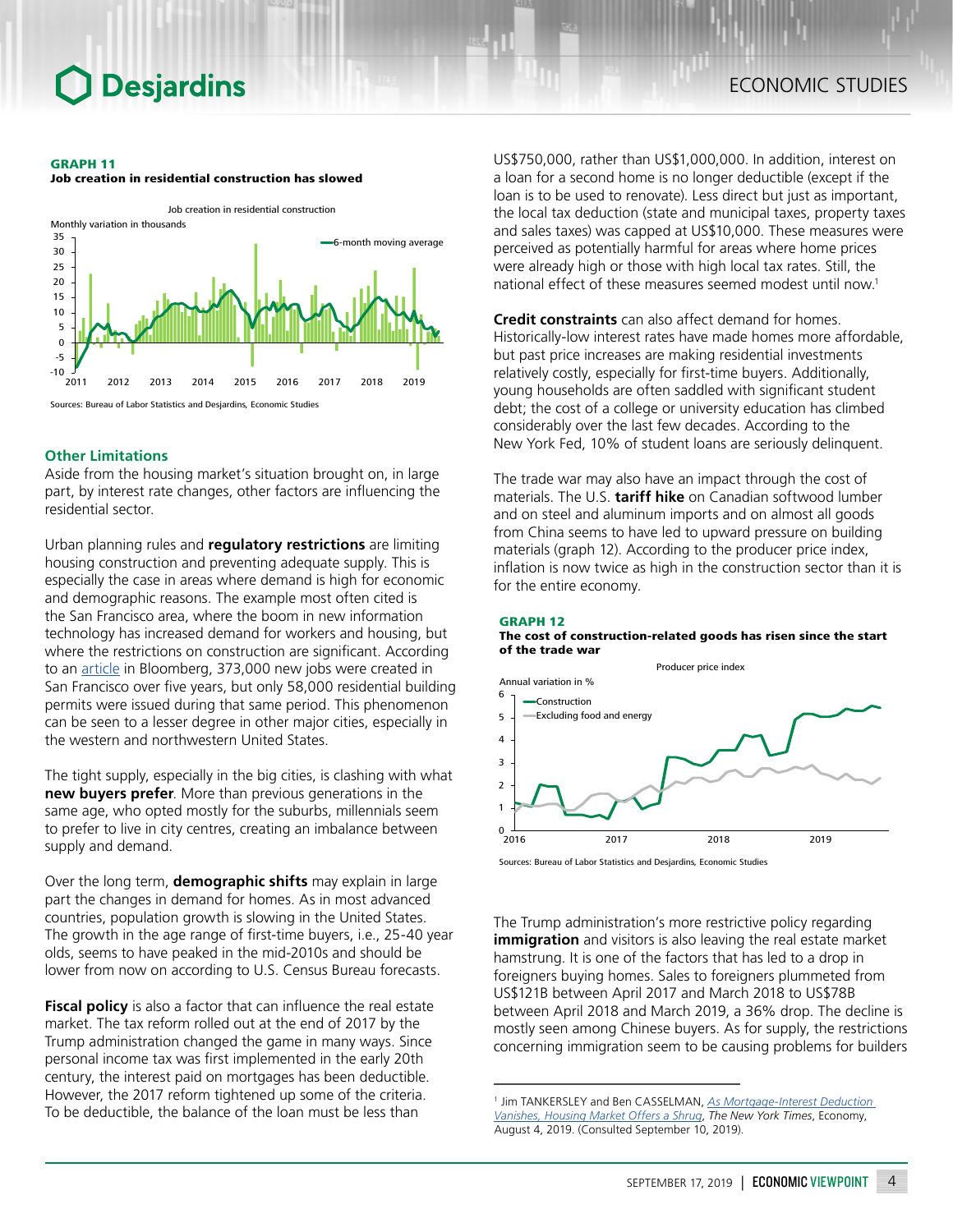**GRAPH 11**
**Job creation in residential construction has slowed**

Sources: Bureau of Labor Statistics and Desjardins, Economic Studies

### Other Limitations

Aside from the housing market's situation brought on, in large part, by interest rate changes, other factors are influencing the residential sector.

Urban planning rules and **regulatory restrictions** are limiting housing construction and preventing adequate supply. This is especially the case in areas where demand is high for economic and demographic reasons. The example most often cited is the San Francisco area, where the boom in new information technology has increased demand for workers and housing, but where the restrictions on construction are significant. According to an article in Bloomberg, 373,000 new jobs were created in San Francisco over five years, but only 58,000 residential building permits were issued during that same period. This phenomenon can be seen to a lesser degree in other major cities, especially in the western and northwestern United States.

The tight supply, especially in the big cities, is clashing with what **new buyers prefer**. More than previous generations in the same age, who opted mostly for the suburbs, millennials seem to prefer to live in city centres, creating an imbalance between supply and demand.

Over the long term, **demographic shifts** may explain in large part the changes in demand for homes. As in most advanced countries, population growth is slowing in the United States. The growth in the age range of first-time buyers, i.e., 25-40 year olds, seems to have peaked in the mid-2010s and should be lower from now on according to U.S. Census Bureau forecasts.

**Fiscal policy** is also a factor that can influence the real estate market. The tax reform rolled out at the end of 2017 by the Trump administration changed the game in many ways. Since personal income tax was first implemented in the early 20th century, the interest paid on mortgages has been deductible. However, the 2017 reform tightened up some of the criteria. To be deductible, the balance of the loan must be less than US$750,000, rather than US$1,000,000. In addition, interest on a loan for a second home is no longer deductible (except if the loan is to be used to renovate). Less direct but just as important, the local tax deduction (state and municipal taxes, property taxes and sales taxes) was capped at US$10,000. These measures were perceived as potentially harmful for areas where home prices were already high or those with high local tax rates. Still, the national effect of these measures seemed modest until now.[1]

**Credit constraints** can also affect demand for homes. Historically-low interest rates have made homes more affordable, but past price increases are making residential investments relatively costly, especially for first-time buyers. Additionally, young households are often saddled with significant student debt; the cost of a college or university education has climbed considerably over the last few decades. According to the New York Fed, 10% of student loans are seriously delinquent.

The trade war may also have an impact through the cost of materials. The U.S. **tariff hike** on Canadian softwood lumber and on steel and aluminum imports and on almost all goods from China seems to have led to upward pressure on building materials (graph 12). According to the producer price index, inflation is now twice as high in the construction sector than it is for the entire economy.

**GRAPH 12**
**The cost of construction-related goods has risen since the start of the trade war**

Sources: Bureau of Labor Statistics and Desjardins, Economic Studies

The Trump administration's more restrictive policy regarding **immigration** and visitors is also leaving the real estate market hamstrung. It is one of the factors that has led to a drop in foreigners buying homes. Sales to foreigners plummeted from US$121B between April 2017 and March 2018 to US$78B between April 2018 and March 2019, a 36% drop. The decline is mostly seen among Chinese buyers. As for supply, the restrictions concerning immigration seem to be causing problems for builders

[1] Jim TANKERSLEY and Ben CASSELMAN, *As Mortgage-Interest Deduction Vanishes, Housing Market Offers a Shrug*, *The New York Times*, Economy, August 4, 2019. (Consulted September 10, 2019).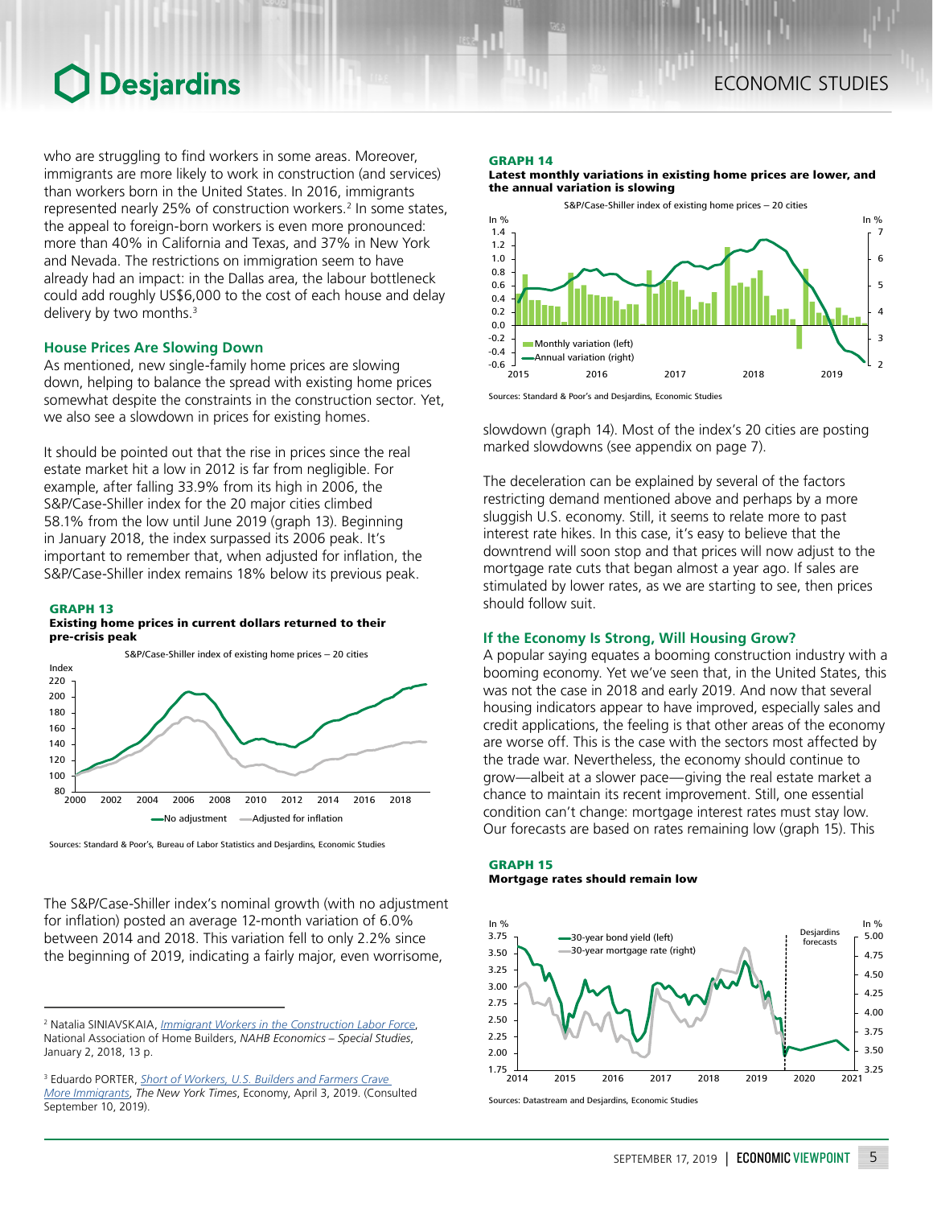who are struggling to find workers in some areas. Moreover, immigrants are more likely to work in construction (and services) than workers born in the United States. In 2016, immigrants represented nearly 25% of construction workers.[2] In some states, the appeal to foreign-born workers is even more pronounced: more than 40% in California and Texas, and 37% in New York and Nevada. The restrictions on immigration seem to have already had an impact: in the Dallas area, the labour bottleneck could add roughly US$6,000 to the cost of each house and delay delivery by two months.[3]

### House Prices Are Slowing Down

As mentioned, new single-family home prices are slowing down, helping to balance the spread with existing home prices somewhat despite the constraints in the construction sector. Yet, we also see a slowdown in prices for existing homes.

It should be pointed out that the rise in prices since the real estate market hit a low in 2012 is far from negligible. For example, after falling 33.9% from its high in 2006, the S&P/Case-Shiller index for the 20 major cities climbed 58.1% from the low until June 2019 (graph 13). Beginning in January 2018, the index surpassed its 2006 peak. It's important to remember that, when adjusted for inflation, the S&P/Case-Shiller index remains 18% below its previous peak.

**GRAPH 13**
**Existing home prices in current dollars returned to their pre-crisis peak**

S&P/Case-Shiller index of existing home prices – 20 cities

Sources: Standard & Poor's, Bureau of Labor Statistics and Desjardins, Economic Studies

The S&P/Case-Shiller index's nominal growth (with no adjustment for inflation) posted an average 12-month variation of 6.0% between 2014 and 2018. This variation fell to only 2.2% since the beginning of 2019, indicating a fairly major, even worrisome, slowdown (graph 14). Most of the index's 20 cities are posting marked slowdowns (see appendix on page 7).

**GRAPH 14**
**Latest monthly variations in existing home prices are lower, and the annual variation is slowing**

S&P/Case-Shiller index of existing home prices – 20 cities

Sources: Standard & Poor's and Desjardins, Economic Studies

The deceleration can be explained by several of the factors restricting demand mentioned above and perhaps by a more sluggish U.S. economy. Still, it seems to relate more to past interest rate hikes. In this case, it's easy to believe that the downtrend will soon stop and that prices will now adjust to the mortgage rate cuts that began almost a year ago. If sales are stimulated by lower rates, as we are starting to see, then prices should follow suit.

### If the Economy Is Strong, Will Housing Grow?

A popular saying equates a booming construction industry with a booming economy. Yet we've seen that, in the United States, this was not the case in 2018 and early 2019. And now that several housing indicators appear to have improved, especially sales and credit applications, the feeling is that other areas of the economy are worse off. This is the case with the sectors most affected by the trade war. Nevertheless, the economy should continue to grow—albeit at a slower pace—giving the real estate market a chance to maintain its recent improvement. Still, one essential condition can't change: mortgage interest rates must stay low. Our forecasts are based on rates remaining low (graph 15). This

**GRAPH 15**
**Mortgage rates should remain low**

Sources: Datastream and Desjardins, Economic Studies

---

[2] Natalia SINIAVSKAIA, *Immigrant Workers in the Construction Labor Force*, National Association of Home Builders, *NAHB Economics – Special Studies*, January 2, 2018, 13 p.

[3] Eduardo PORTER, *Short of Workers, U.S. Builders and Farmers Crave More Immigrants*, *The New York Times*, Economy, April 3, 2019. (Consulted September 10, 2019).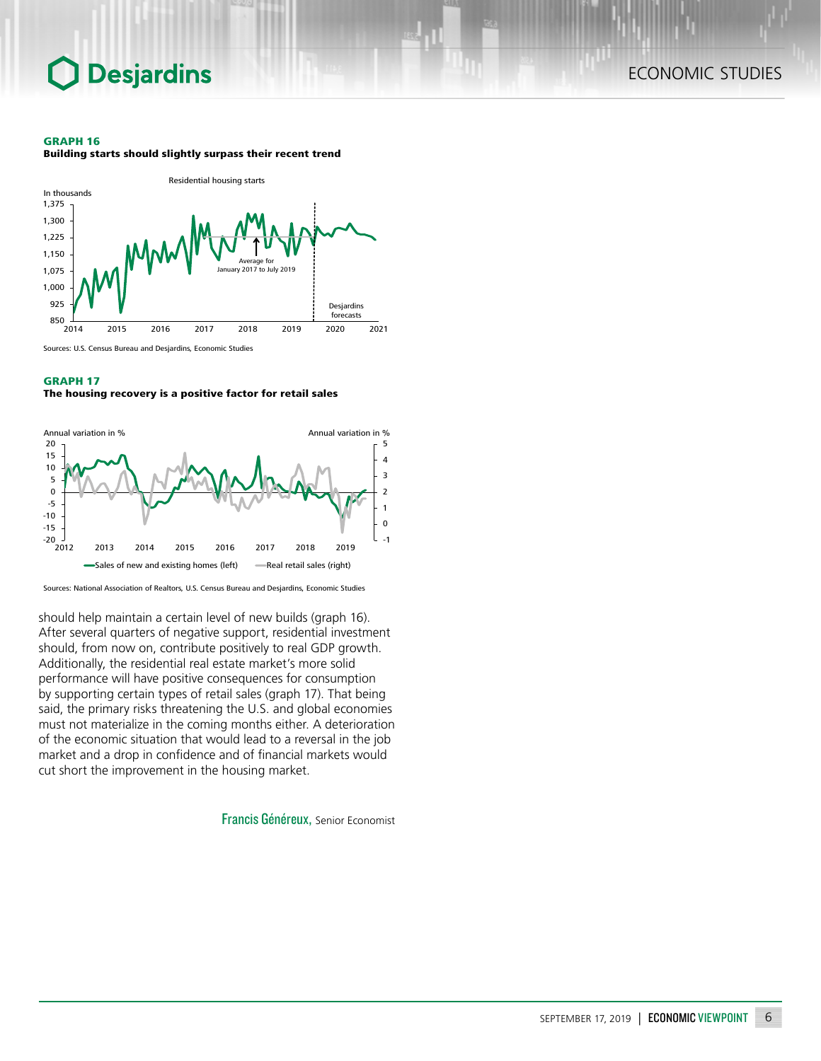**GRAPH 16**
**Building starts should slightly surpass their recent trend**

Sources: U.S. Census Bureau and Desjardins, Economic Studies

**GRAPH 17**
**The housing recovery is a positive factor for retail sales**

Sources: National Association of Realtors, U.S. Census Bureau and Desjardins, Economic Studies

should help maintain a certain level of new builds (graph 16). After several quarters of negative support, residential investment should, from now on, contribute positively to real GDP growth. Additionally, the residential real estate market's more solid performance will have positive consequences for consumption by supporting certain types of retail sales (graph 17). That being said, the primary risks threatening the U.S. and global economies must not materialize in the coming months either. A deterioration of the economic situation that would lead to a reversal in the job market and a drop in confidence and of financial markets would cut short the improvement in the housing market.

Francis Généreux, Senior Economist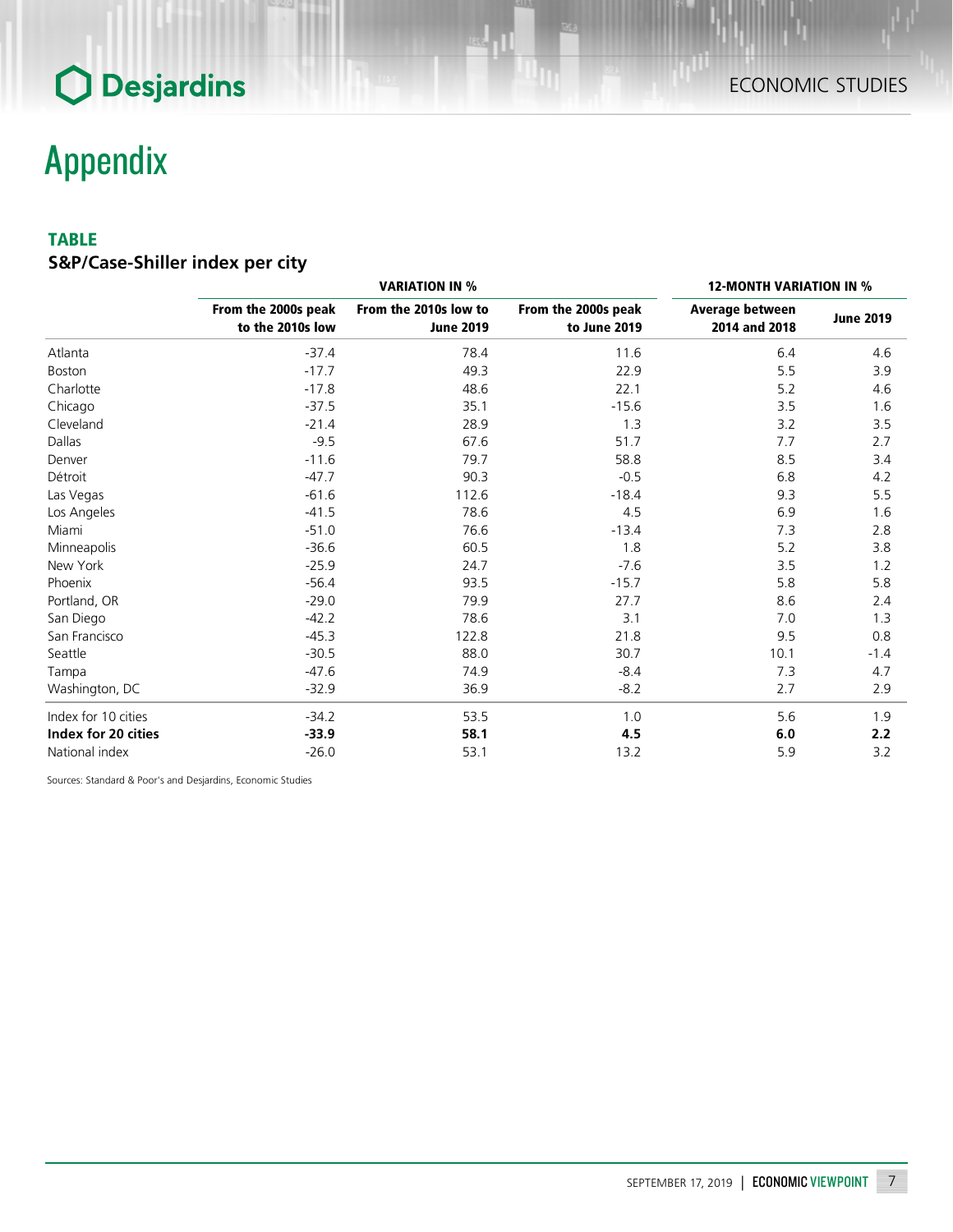# Appendix

**TABLE**
**S&P/Case-Shiller index per city**

| | VARIATION IN % | | | 12-MONTH VARIATION IN % | |
|---|---|---|---|---|---|
| | **From the 2000s peak to the 2010s low** | **From the 2010s low to June 2019** | **From the 2000s peak to June 2019** | **Average between 2014 and 2018** | **June 2019** |
| Atlanta | -37.4 | 78.4 | 11.6 | 6.4 | 4.6 |
| Boston | -17.7 | 49.3 | 22.9 | 5.5 | 3.9 |
| Charlotte | -17.8 | 48.6 | 22.1 | 5.2 | 4.6 |
| Chicago | -37.5 | 35.1 | -15.6 | 3.5 | 1.6 |
| Cleveland | -21.4 | 28.9 | 1.3 | 3.2 | 3.5 |
| Dallas | -9.5 | 67.6 | 51.7 | 7.7 | 2.7 |
| Denver | -11.6 | 79.7 | 58.8 | 8.5 | 3.4 |
| Détroit | -47.7 | 90.3 | -0.5 | 6.8 | 4.2 |
| Las Vegas | -61.6 | 112.6 | -18.4 | 9.3 | 5.5 |
| Los Angeles | -41.5 | 78.6 | 4.5 | 6.9 | 1.6 |
| Miami | -51.0 | 76.6 | -13.4 | 7.3 | 2.8 |
| Minneapolis | -36.6 | 60.5 | 1.8 | 5.2 | 3.8 |
| New York | -25.9 | 24.7 | -7.6 | 3.5 | 1.2 |
| Phoenix | -56.4 | 93.5 | -15.7 | 5.8 | 5.8 |
| Portland, OR | -29.0 | 79.9 | 27.7 | 8.6 | 2.4 |
| San Diego | -42.2 | 78.6 | 3.1 | 7.0 | 1.3 |
| San Francisco | -45.3 | 122.8 | 21.8 | 9.5 | 0.8 |
| Seattle | -30.5 | 88.0 | 30.7 | 10.1 | -1.4 |
| Tampa | -47.6 | 74.9 | -8.4 | 7.3 | 4.7 |
| Washington, DC | -32.9 | 36.9 | -8.2 | 2.7 | 2.9 |
| Index for 10 cities | -34.2 | 53.5 | 1.0 | 5.6 | 1.9 |
| **Index for 20 cities** | **-33.9** | **58.1** | **4.5** | **6.0** | **2.2** |
| National index | -26.0 | 53.1 | 13.2 | 5.9 | 3.2 |

Sources: Standard & Poor's and Desjardins, Economic Studies